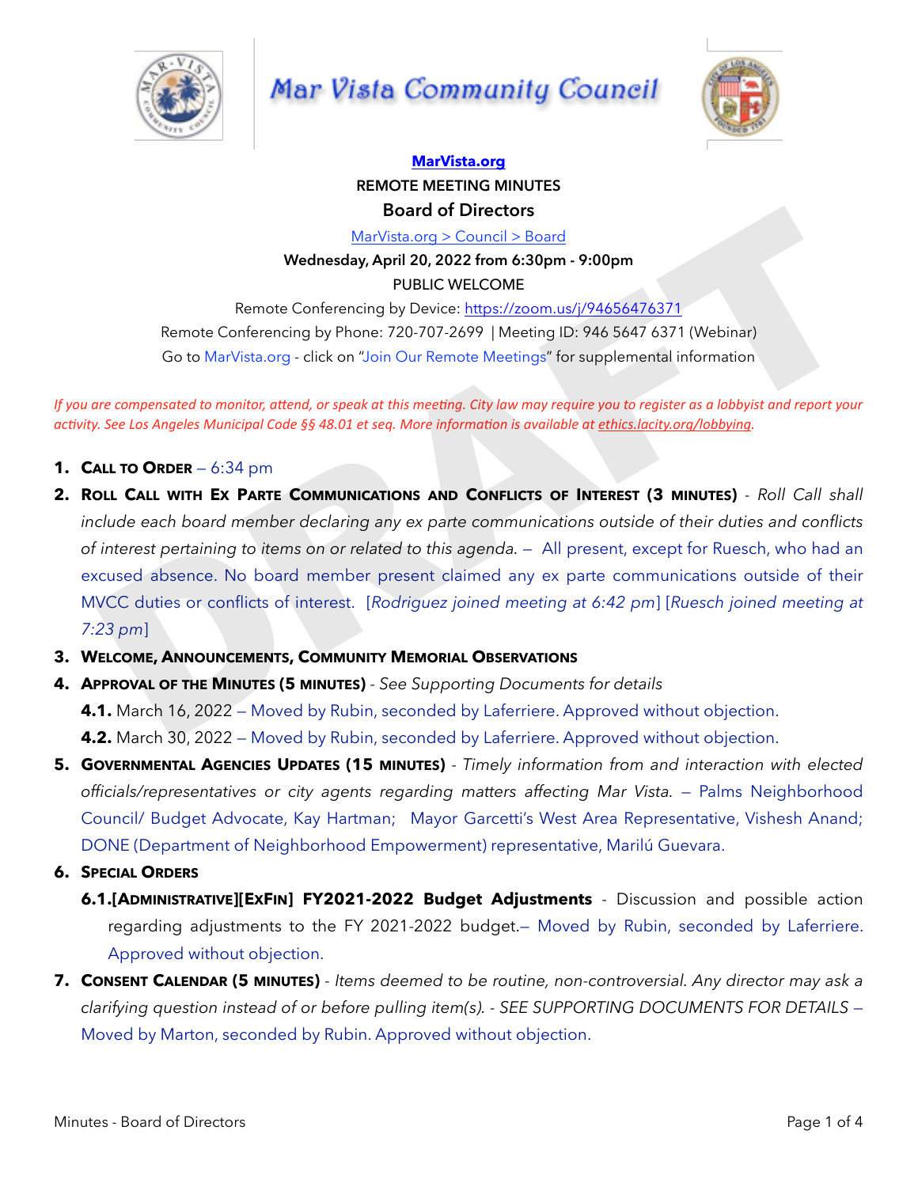**[MarVista.org](MarVista.org)**

**REMOTE MEETING MINUTES**

## Board of Directors

[MarVista.org > Council > Board](MarVista.org > Council > Board)

**Wednesday, April 20, 2022 from 6:30pm - 9:00pm**

PUBLIC WELCOME

Remote Conferencing by Device: https://zoom.us/j/94656476371

Remote Conferencing by Phone: 720-707-2699 | Meeting ID: 946 5647 6371 (Webinar)

Go to MarVista.org - click on "Join Our Remote Meetings" for supplemental information

*If you are compensated to monitor, attend, or speak at this meeting. City law may require you to register as a lobbyist and report your activity. See Los Angeles Municipal Code §§ 48.01 et seq. More information is available at ethics.lacity.org/lobbying.*

1. **CALL TO ORDER** – 6:34 pm
2. **ROLL CALL WITH EX PARTE COMMUNICATIONS AND CONFLICTS OF INTEREST (3 MINUTES)** - *Roll Call shall include each board member declaring any ex parte communications outside of their duties and conflicts of interest pertaining to items on or related to this agenda.* – All present, except for Ruesch, who had an excused absence. No board member present claimed any ex parte communications outside of their MVCC duties or conflicts of interest. [*Rodriguez joined meeting at 6:42 pm*] [*Ruesch joined meeting at 7:23 pm*]
3. **WELCOME, ANNOUNCEMENTS, COMMUNITY MEMORIAL OBSERVATIONS**
4. **APPROVAL OF THE MINUTES (5 MINUTES)** - *See Supporting Documents for details*
   - **4.1.** March 16, 2022 – Moved by Rubin, seconded by Laferriere. Approved without objection.
   - **4.2.** March 30, 2022 – Moved by Rubin, seconded by Laferriere. Approved without objection.
5. **GOVERNMENTAL AGENCIES UPDATES (15 MINUTES)** - *Timely information from and interaction with elected officials/representatives or city agents regarding matters affecting Mar Vista.* – Palms Neighborhood Council/ Budget Advocate, Kay Hartman; Mayor Garcetti's West Area Representative, Vishesh Anand; DONE (Department of Neighborhood Empowerment) representative, Marilú Guevara.
6. **SPECIAL ORDERS**
   - **6.1.[ADMINISTRATIVE][EXFIN] FY2021-2022 Budget Adjustments** - Discussion and possible action regarding adjustments to the FY 2021-2022 budget.– Moved by Rubin, seconded by Laferriere. Approved without objection.
7. **CONSENT CALENDAR (5 MINUTES)** - *Items deemed to be routine, non-controversial. Any director may ask a clarifying question instead of or before pulling item(s). - SEE SUPPORTING DOCUMENTS FOR DETAILS* – Moved by Marton, seconded by Rubin. Approved without objection.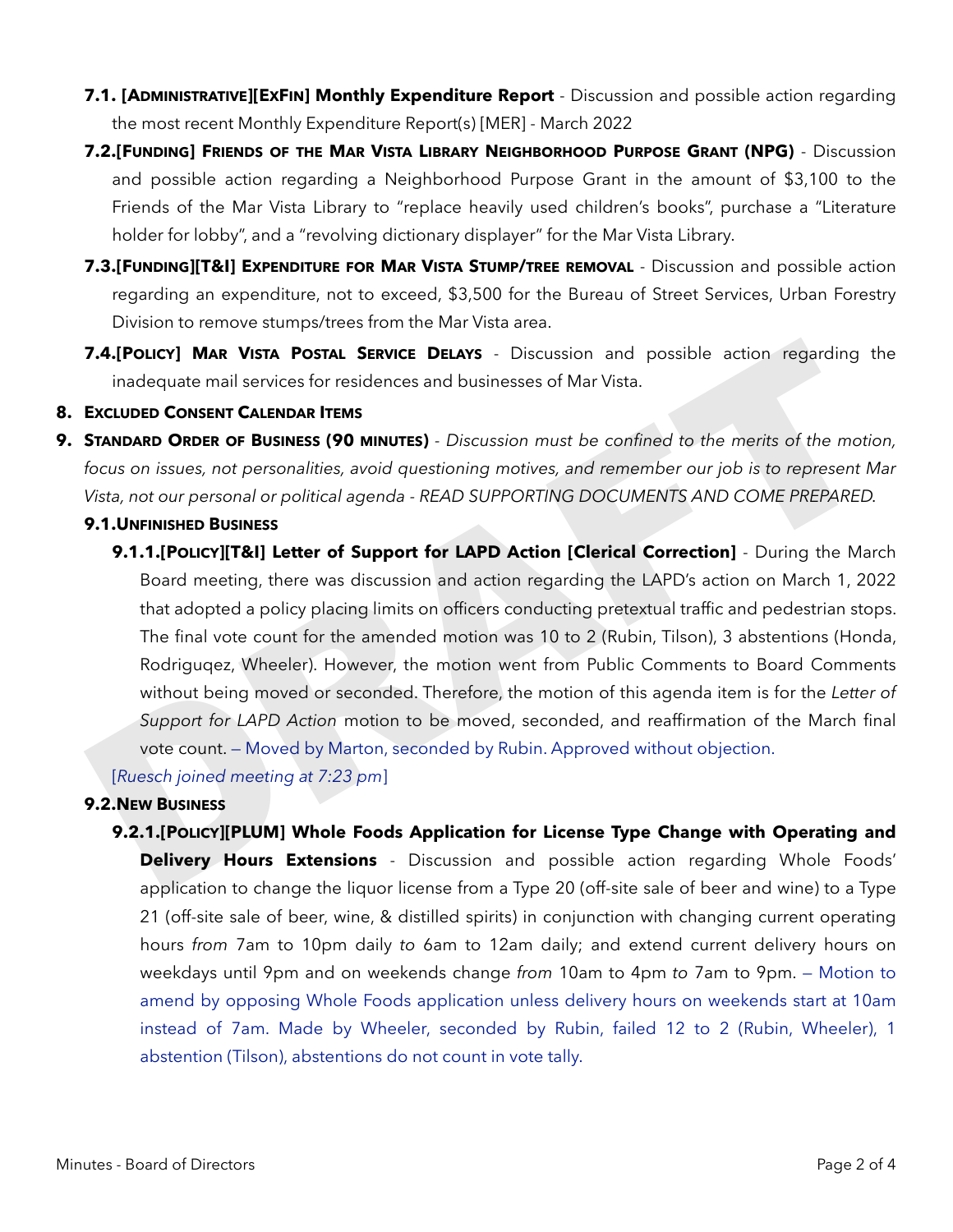**7.1. [ADMINISTRATIVE][EXFIN] Monthly Expenditure Report** - Discussion and possible action regarding the most recent Monthly Expenditure Report(s) [MER] - March 2022

**7.2.[FUNDING] FRIENDS OF THE MAR VISTA LIBRARY NEIGHBORHOOD PURPOSE GRANT (NPG)** - Discussion and possible action regarding a Neighborhood Purpose Grant in the amount of $3,100 to the Friends of the Mar Vista Library to "replace heavily used children's books", purchase a "Literature holder for lobby", and a "revolving dictionary displayer" for the Mar Vista Library.

**7.3.[FUNDING][T&I] EXPENDITURE FOR MAR VISTA STUMP/TREE REMOVAL** - Discussion and possible action regarding an expenditure, not to exceed, $3,500 for the Bureau of Street Services, Urban Forestry Division to remove stumps/trees from the Mar Vista area.

**7.4.[POLICY] MAR VISTA POSTAL SERVICE DELAYS** - Discussion and possible action regarding the inadequate mail services for residences and businesses of Mar Vista.

**8. EXCLUDED CONSENT CALENDAR ITEMS**

**9. STANDARD ORDER OF BUSINESS (90 MINUTES)** - *Discussion must be confined to the merits of the motion, focus on issues, not personalities, avoid questioning motives, and remember our job is to represent Mar Vista, not our personal or political agenda - READ SUPPORTING DOCUMENTS AND COME PREPARED.*

**9.1.UNFINISHED BUSINESS**

**9.1.1.[POLICY][T&I] Letter of Support for LAPD Action [Clerical Correction]** - During the March Board meeting, there was discussion and action regarding the LAPD's action on March 1, 2022 that adopted a policy placing limits on officers conducting pretextual traffic and pedestrian stops. The final vote count for the amended motion was 10 to 2 (Rubin, Tilson), 3 abstentions (Honda, Rodriguqez, Wheeler). However, the motion went from Public Comments to Board Comments without being moved or seconded. Therefore, the motion of this agenda item is for the *Letter of Support for LAPD Action* motion to be moved, seconded, and reaffirmation of the March final vote count. — Moved by Marton, seconded by Rubin. Approved without objection.

[*Ruesch joined meeting at 7:23 pm*]

**9.2.NEW BUSINESS**

**9.2.1.[POLICY][PLUM] Whole Foods Application for License Type Change with Operating and Delivery Hours Extensions** - Discussion and possible action regarding Whole Foods' application to change the liquor license from a Type 20 (off-site sale of beer and wine) to a Type 21 (off-site sale of beer, wine, & distilled spirits) in conjunction with changing current operating hours *from* 7am to 10pm daily *to* 6am to 12am daily; and extend current delivery hours on weekdays until 9pm and on weekends change *from* 10am to 4pm *to* 7am to 9pm. — Motion to amend by opposing Whole Foods application unless delivery hours on weekends start at 10am instead of 7am. Made by Wheeler, seconded by Rubin, failed 12 to 2 (Rubin, Wheeler), 1 abstention (Tilson), abstentions do not count in vote tally.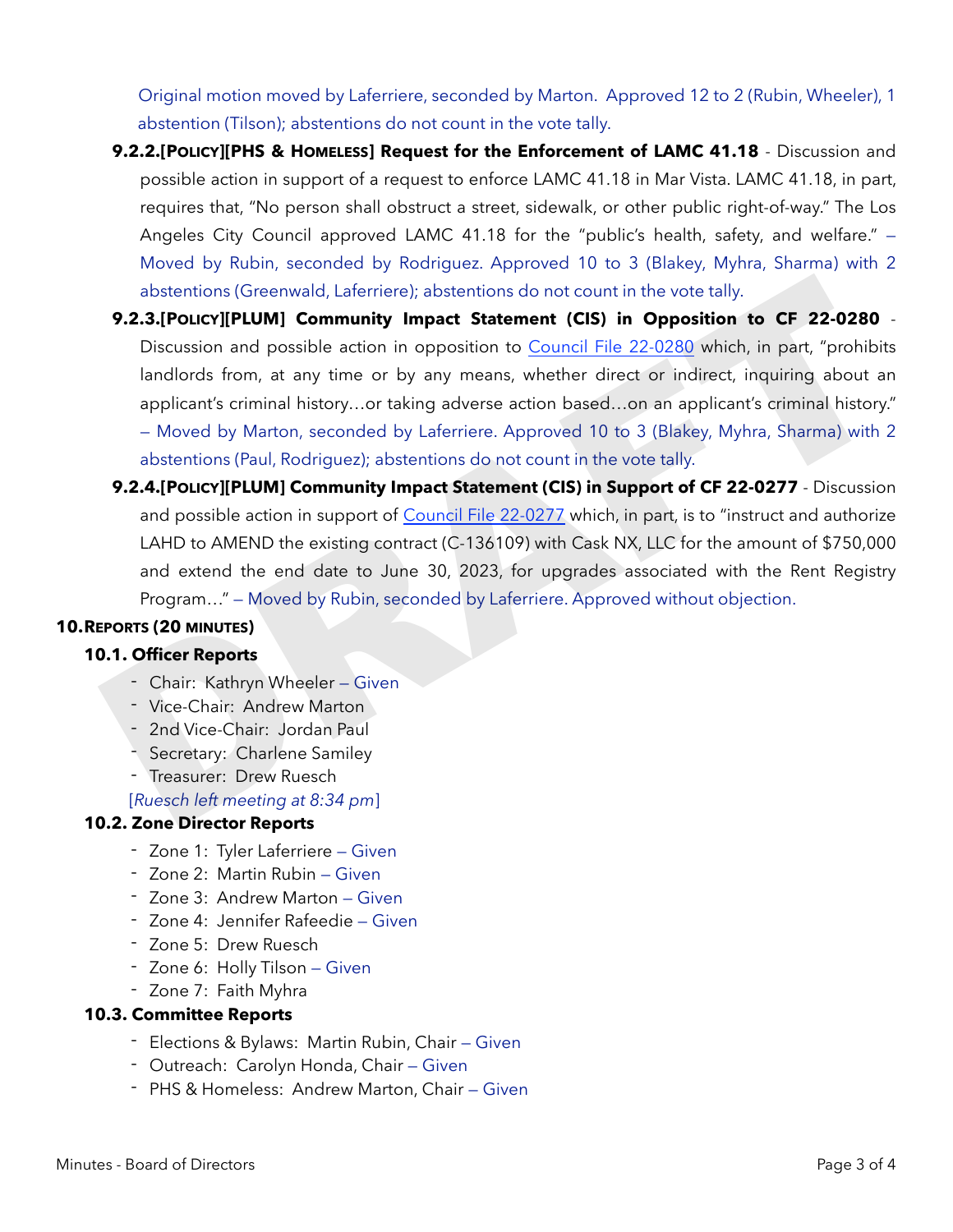Original motion moved by Laferriere, seconded by Marton. Approved 12 to 2 (Rubin, Wheeler), 1 abstention (Tilson); abstentions do not count in the vote tally.

**9.2.2. [POLICY][PHS & HOMELESS] Request for the Enforcement of LAMC 41.18** - Discussion and possible action in support of a request to enforce LAMC 41.18 in Mar Vista. LAMC 41.18, in part, requires that, "No person shall obstruct a street, sidewalk, or other public right-of-way." The Los Angeles City Council approved LAMC 41.18 for the "public's health, safety, and welfare." – Moved by Rubin, seconded by Rodriguez. Approved 10 to 3 (Blakey, Myhra, Sharma) with 2 abstentions (Greenwald, Laferriere); abstentions do not count in the vote tally.

**9.2.3. [POLICY][PLUM] Community Impact Statement (CIS) in Opposition to CF 22-0280** - Discussion and possible action in opposition to Council File 22-0280 which, in part, "prohibits landlords from, at any time or by any means, whether direct or indirect, inquiring about an applicant's criminal history…or taking adverse action based…on an applicant's criminal history." – Moved by Marton, seconded by Laferriere. Approved 10 to 3 (Blakey, Myhra, Sharma) with 2 abstentions (Paul, Rodriguez); abstentions do not count in the vote tally.

**9.2.4. [POLICY][PLUM] Community Impact Statement (CIS) in Support of CF 22-0277** - Discussion and possible action in support of Council File 22-0277 which, in part, is to "instruct and authorize LAHD to AMEND the existing contract (C-136109) with Cask NX, LLC for the amount of $750,000 and extend the end date to June 30, 2023, for upgrades associated with the Rent Registry Program…" – Moved by Rubin, seconded by Laferriere. Approved without objection.

## 10. REPORTS (20 MINUTES)

### 10.1. Officer Reports

- Chair: Kathryn Wheeler – Given
- Vice-Chair: Andrew Marton
- 2nd Vice-Chair: Jordan Paul
- Secretary: Charlene Samiley
- Treasurer: Drew Ruesch

[*Ruesch left meeting at 8:34 pm*]

### 10.2. Zone Director Reports

- Zone 1: Tyler Laferriere – Given
- Zone 2: Martin Rubin – Given
- Zone 3: Andrew Marton – Given
- Zone 4: Jennifer Rafeedie – Given
- Zone 5: Drew Ruesch
- Zone 6: Holly Tilson – Given
- Zone 7: Faith Myhra

### 10.3. Committee Reports

- Elections & Bylaws: Martin Rubin, Chair – Given
- Outreach: Carolyn Honda, Chair – Given
- PHS & Homeless: Andrew Marton, Chair – Given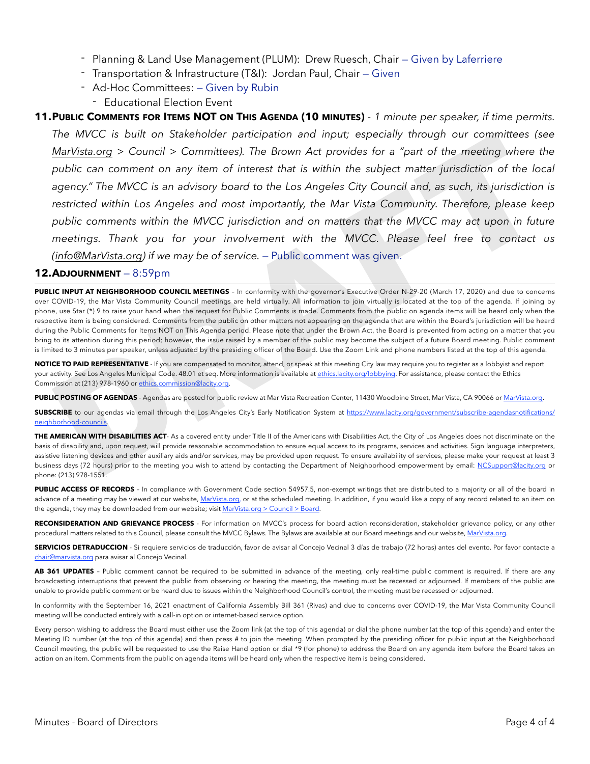- Planning & Land Use Management (PLUM): Drew Ruesch, Chair – Given by Laferriere
- Transportation & Infrastructure (T&I): Jordan Paul, Chair – Given
- Ad-Hoc Committees: – Given by Rubin
  - Educational Election Event

**11. PUBLIC COMMENTS FOR ITEMS NOT ON THIS AGENDA (10 MINUTES)** - *1 minute per speaker, if time permits. The MVCC is built on Stakeholder participation and input; especially through our committees (see MarVista.org > Council > Committees). The Brown Act provides for a "part of the meeting where the public can comment on any item of interest that is within the subject matter jurisdiction of the local agency." The MVCC is an advisory board to the Los Angeles City Council and, as such, its jurisdiction is restricted within Los Angeles and most importantly, the Mar Vista Community. Therefore, please keep public comments within the MVCC jurisdiction and on matters that the MVCC may act upon in future meetings. Thank you for your involvement with the MVCC. Please feel free to contact us (info@MarVista.org) if we may be of service.* – Public comment was given.

**12. ADJOURNMENT** – 8:59pm

---

**PUBLIC INPUT AT NEIGHBORHOOD COUNCIL MEETINGS** – In conformity with the governor's Executive Order N-29-20 (March 17, 2020) and due to concerns over COVID-19, the Mar Vista Community Council meetings are held virtually. All information to join virtually is located at the top of the agenda. If joining by phone, use Star (*) 9 to raise your hand when the request for Public Comments is made. Comments from the public on agenda items will be heard only when the respective item is being considered. Comments from the public on other matters not appearing on the agenda that are within the Board's jurisdiction will be heard during the Public Comments for Items NOT on This Agenda period. Please note that under the Brown Act, the Board is prevented from acting on a matter that you bring to its attention during this period; however, the issue raised by a member of the public may become the subject of a future Board meeting. Public comment is limited to 3 minutes per speaker, unless adjusted by the presiding officer of the Board. Use the Zoom Link and phone numbers listed at the top of this agenda.

**NOTICE TO PAID REPRESENTATIVE** - If you are compensated to monitor, attend, or speak at this meeting City law may require you to register as a lobbyist and report your activity. See Los Angeles Municipal Code. 48.01 et seq. More information is available at ethics.lacity.org/lobbying. For assistance, please contact the Ethics Commission at (213) 978-1960 or ethics.commission@lacity.org.

**PUBLIC POSTING OF AGENDAS** - Agendas are posted for public review at Mar Vista Recreation Center, 11430 Woodbine Street, Mar Vista, CA 90066 or MarVista.org.

**SUBSCRIBE** to our agendas via email through the Los Angeles City's Early Notification System at https://www.lacity.org/government/subscribe-agendasnotifications/neighborhood-councils.

**THE AMERICAN WITH DISABILITIES ACT**- As a covered entity under Title II of the Americans with Disabilities Act, the City of Los Angeles does not discriminate on the basis of disability and, upon request, will provide reasonable accommodation to ensure equal access to its programs, services and activities. Sign language interpreters, assistive listening devices and other auxiliary aids and/or services, may be provided upon request. To ensure availability of services, please make your request at least 3 business days (72 hours) prior to the meeting you wish to attend by contacting the Department of Neighborhood empowerment by email: NCSupport@lacity.org or phone: (213) 978-1551.

**PUBLIC ACCESS OF RECORDS** – In compliance with Government Code section 54957.5, non-exempt writings that are distributed to a majority or all of the board in advance of a meeting may be viewed at our website, MarVista.org, or at the scheduled meeting. In addition, if you would like a copy of any record related to an item on the agenda, they may be downloaded from our website; visit MarVista.org > Council > Board.

**RECONSIDERATION AND GRIEVANCE PROCESS** - For information on MVCC's process for board action reconsideration, stakeholder grievance policy, or any other procedural matters related to this Council, please consult the MVCC Bylaws. The Bylaws are available at our Board meetings and our website, MarVista.org.

**SERVICIOS DETRADUCCION** - Si requiere servicios de traducción, favor de avisar al Concejo Vecinal 3 días de trabajo (72 horas) antes del evento. Por favor contacte a chair@marvista.org para avisar al Concejo Vecinal.

**AB 361 UPDATES** – Public comment cannot be required to be submitted in advance of the meeting, only real-time public comment is required. If there are any broadcasting interruptions that prevent the public from observing or hearing the meeting, the meeting must be recessed or adjourned. If members of the public are unable to provide public comment or be heard due to issues within the Neighborhood Council's control, the meeting must be recessed or adjourned.

In conformity with the September 16, 2021 enactment of California Assembly Bill 361 (Rivas) and due to concerns over COVID-19, the Mar Vista Community Council meeting will be conducted entirely with a call-in option or internet-based service option.

Every person wishing to address the Board must either use the Zoom link (at the top of this agenda) or dial the phone number (at the top of this agenda) and enter the Meeting ID number (at the top of this agenda) and then press # to join the meeting. When prompted by the presiding officer for public input at the Neighborhood Council meeting, the public will be requested to use the Raise Hand option or dial *9 (for phone) to address the Board on any agenda item before the Board takes an action on an item. Comments from the public on agenda items will be heard only when the respective item is being considered.